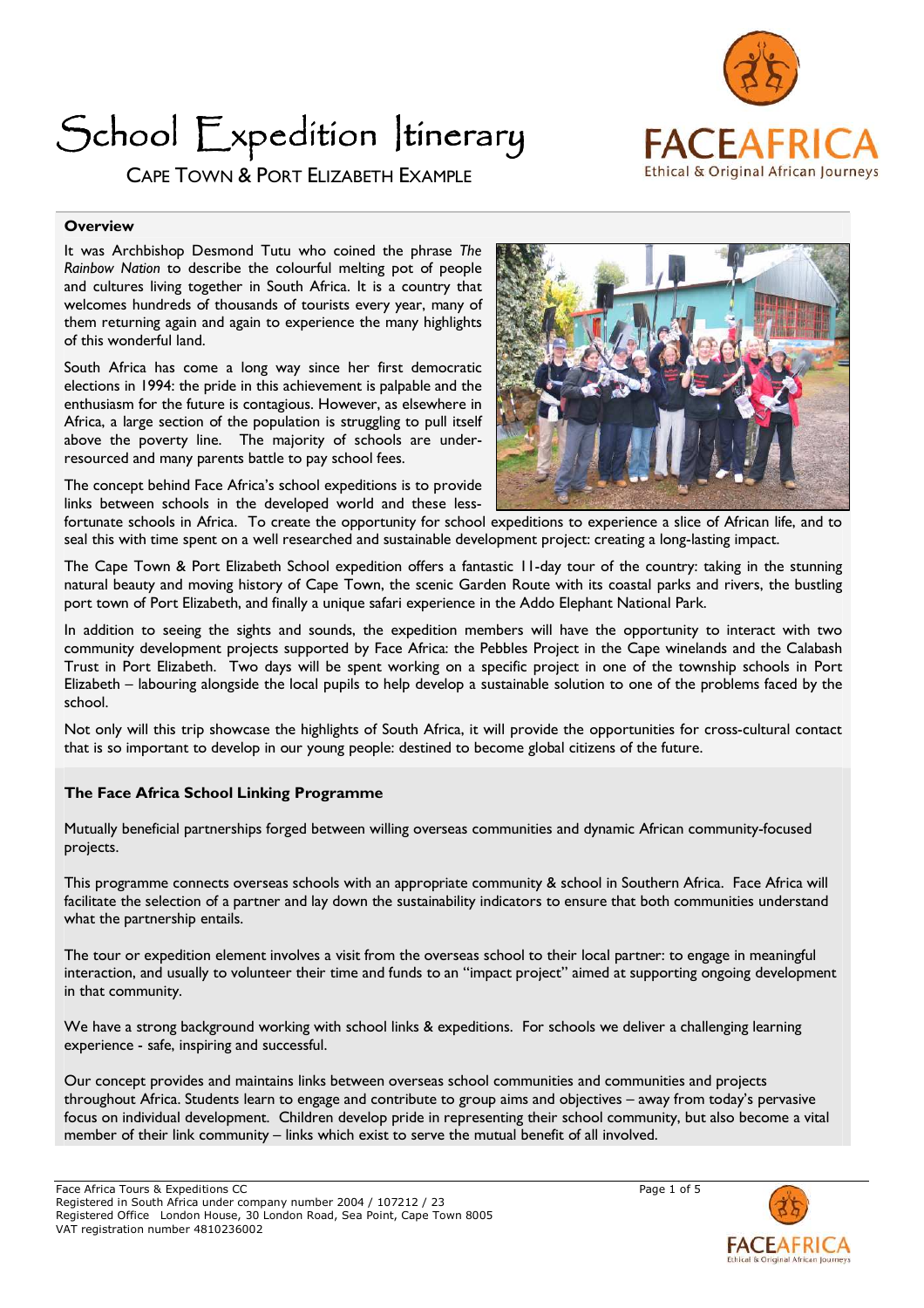# School Expedition Itinerary

## Cape Town & Port Elizabeth Example

FACEAFRICA
Ethical & Original African Journeys

### Overview

It was Archbishop Desmond Tutu who coined the phrase *The Rainbow Nation* to describe the colourful melting pot of people and cultures living together in South Africa. It is a country that welcomes hundreds of thousands of tourists every year, many of them returning again and again to experience the many highlights of this wonderful land.

South Africa has come a long way since her first democratic elections in 1994: the pride in this achievement is palpable and the enthusiasm for the future is contagious. However, as elsewhere in Africa, a large section of the population is struggling to pull itself above the poverty line. The majority of schools are under-resourced and many parents battle to pay school fees.

The concept behind Face Africa's school expeditions is to provide links between schools in the developed world and these less-fortunate schools in Africa. To create the opportunity for school expeditions to experience a slice of African life, and to seal this with time spent on a well researched and sustainable development project: creating a long-lasting impact.

The Cape Town & Port Elizabeth School expedition offers a fantastic 11-day tour of the country: taking in the stunning natural beauty and moving history of Cape Town, the scenic Garden Route with its coastal parks and rivers, the bustling port town of Port Elizabeth, and finally a unique safari experience in the Addo Elephant National Park.

In addition to seeing the sights and sounds, the expedition members will have the opportunity to interact with two community development projects supported by Face Africa: the Pebbles Project in the Cape winelands and the Calabash Trust in Port Elizabeth. Two days will be spent working on a specific project in one of the township schools in Port Elizabeth – labouring alongside the local pupils to help develop a sustainable solution to one of the problems faced by the school.

Not only will this trip showcase the highlights of South Africa, it will provide the opportunities for cross-cultural contact that is so important to develop in our young people: destined to become global citizens of the future.

### The Face Africa School Linking Programme

Mutually beneficial partnerships forged between willing overseas communities and dynamic African community-focused projects.

This programme connects overseas schools with an appropriate community & school in Southern Africa. Face Africa will facilitate the selection of a partner and lay down the sustainability indicators to ensure that both communities understand what the partnership entails.

The tour or expedition element involves a visit from the overseas school to their local partner: to engage in meaningful interaction, and usually to volunteer their time and funds to an "impact project" aimed at supporting ongoing development in that community.

We have a strong background working with school links & expeditions. For schools we deliver a challenging learning experience - safe, inspiring and successful.

Our concept provides and maintains links between overseas school communities and communities and projects throughout Africa. Students learn to engage and contribute to group aims and objectives – away from today's pervasive focus on individual development. Children develop pride in representing their school community, but also become a vital member of their link community – links which exist to serve the mutual benefit of all involved.

Face Africa Tours & Expeditions CC
Registered in South Africa under company number 2004 / 107212 / 23
Registered Office London House, 30 London Road, Sea Point, Cape Town 8005
VAT registration number 4810236002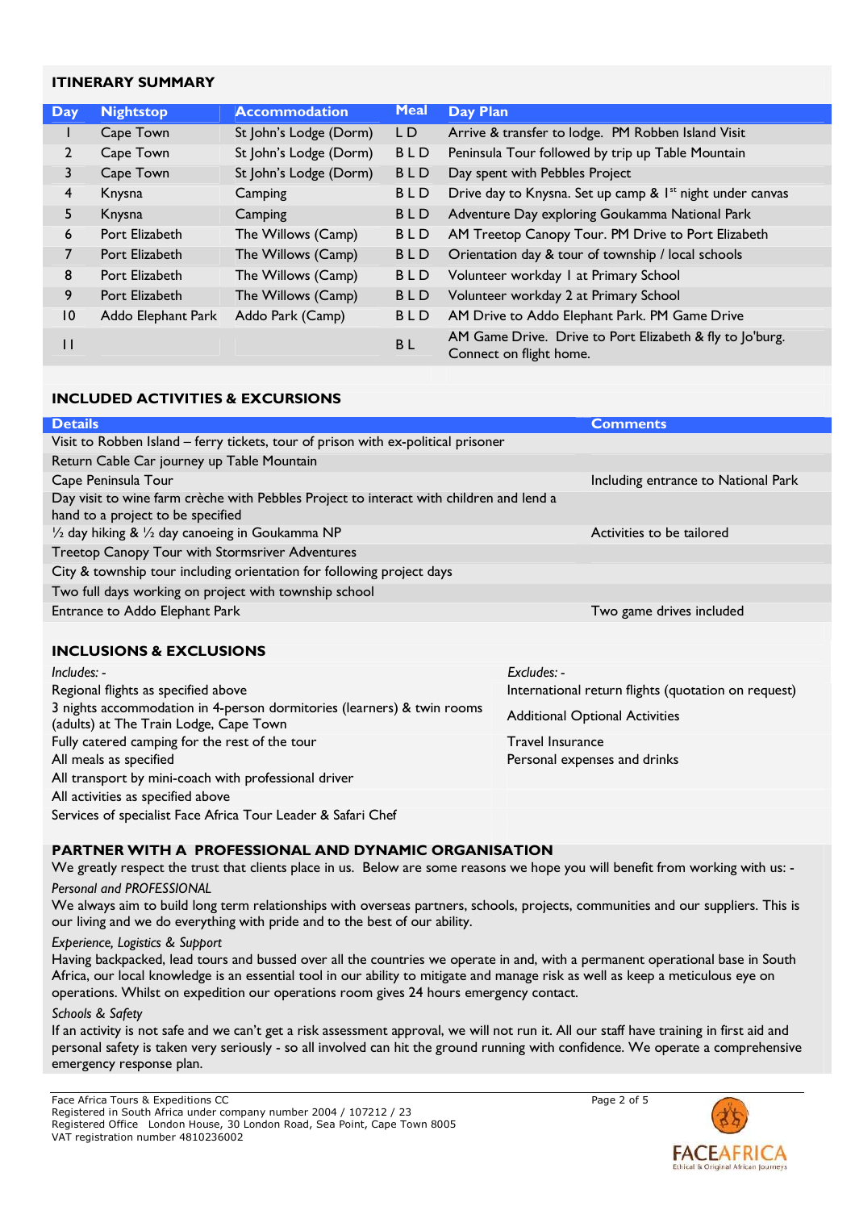## ITINERARY SUMMARY

| Day | Nightstop | Accommodation | Meal | Day Plan |
|---|---|---|---|---|
| 1 | Cape Town | St John's Lodge (Dorm) | L D | Arrive & transfer to lodge. PM Robben Island Visit |
| 2 | Cape Town | St John's Lodge (Dorm) | B L D | Peninsula Tour followed by trip up Table Mountain |
| 3 | Cape Town | St John's Lodge (Dorm) | B L D | Day spent with Pebbles Project |
| 4 | Knysna | Camping | B L D | Drive day to Knysna. Set up camp & 1st night under canvas |
| 5 | Knysna | Camping | B L D | Adventure Day exploring Goukamma National Park |
| 6 | Port Elizabeth | The Willows (Camp) | B L D | AM Treetop Canopy Tour. PM Drive to Port Elizabeth |
| 7 | Port Elizabeth | The Willows (Camp) | B L D | Orientation day & tour of township / local schools |
| 8 | Port Elizabeth | The Willows (Camp) | B L D | Volunteer workday 1 at Primary School |
| 9 | Port Elizabeth | The Willows (Camp) | B L D | Volunteer workday 2 at Primary School |
| 10 | Addo Elephant Park | Addo Park (Camp) | B L D | AM Drive to Addo Elephant Park. PM Game Drive |
| 11 | | | B L | AM Game Drive. Drive to Port Elizabeth & fly to Jo'burg. Connect on flight home. |

## INCLUDED ACTIVITIES & EXCURSIONS

| Details | Comments |
|---|---|
| Visit to Robben Island – ferry tickets, tour of prison with ex-political prisoner | |
| Return Cable Car journey up Table Mountain | |
| Cape Peninsula Tour | Including entrance to National Park |
| Day visit to wine farm crèche with Pebbles Project to interact with children and lend a hand to a project to be specified | |
| ½ day hiking & ½ day canoeing in Goukamma NP | Activities to be tailored |
| Treetop Canopy Tour with Stormsriver Adventures | |
| City & township tour including orientation for following project days | |
| Two full days working on project with township school | |
| Entrance to Addo Elephant Park | Two game drives included |

## INCLUSIONS & EXCLUSIONS

*Includes: -*

- Regional flights as specified above
- 3 nights accommodation in 4-person dormitories (learners) & twin rooms (adults) at The Train Lodge, Cape Town
- Fully catered camping for the rest of the tour
- All meals as specified
- All transport by mini-coach with professional driver
- All activities as specified above
- Services of specialist Face Africa Tour Leader & Safari Chef

*Excludes: -*

- International return flights (quotation on request)
- Additional Optional Activities
- Travel Insurance
- Personal expenses and drinks

## PARTNER WITH A PROFESSIONAL AND DYNAMIC ORGANISATION

We greatly respect the trust that clients place in us. Below are some reasons we hope you will benefit from working with us: -

*Personal and PROFESSIONAL*

We always aim to build long term relationships with overseas partners, schools, projects, communities and our suppliers. This is our living and we do everything with pride and to the best of our ability.

*Experience, Logistics & Support*

Having backpacked, lead tours and bussed over all the countries we operate in and, with a permanent operational base in South Africa, our local knowledge is an essential tool in our ability to mitigate and manage risk as well as keep a meticulous eye on operations. Whilst on expedition our operations room gives 24 hours emergency contact.

*Schools & Safety*

If an activity is not safe and we can't get a risk assessment approval, we will not run it. All our staff have training in first aid and personal safety is taken very seriously - so all involved can hit the ground running with confidence. We operate a comprehensive emergency response plan.

Face Africa Tours & Expeditions CC
Registered in South Africa under company number 2004 / 107212 / 23
Registered Office London House, 30 London Road, Sea Point, Cape Town 8005
VAT registration number 4810236002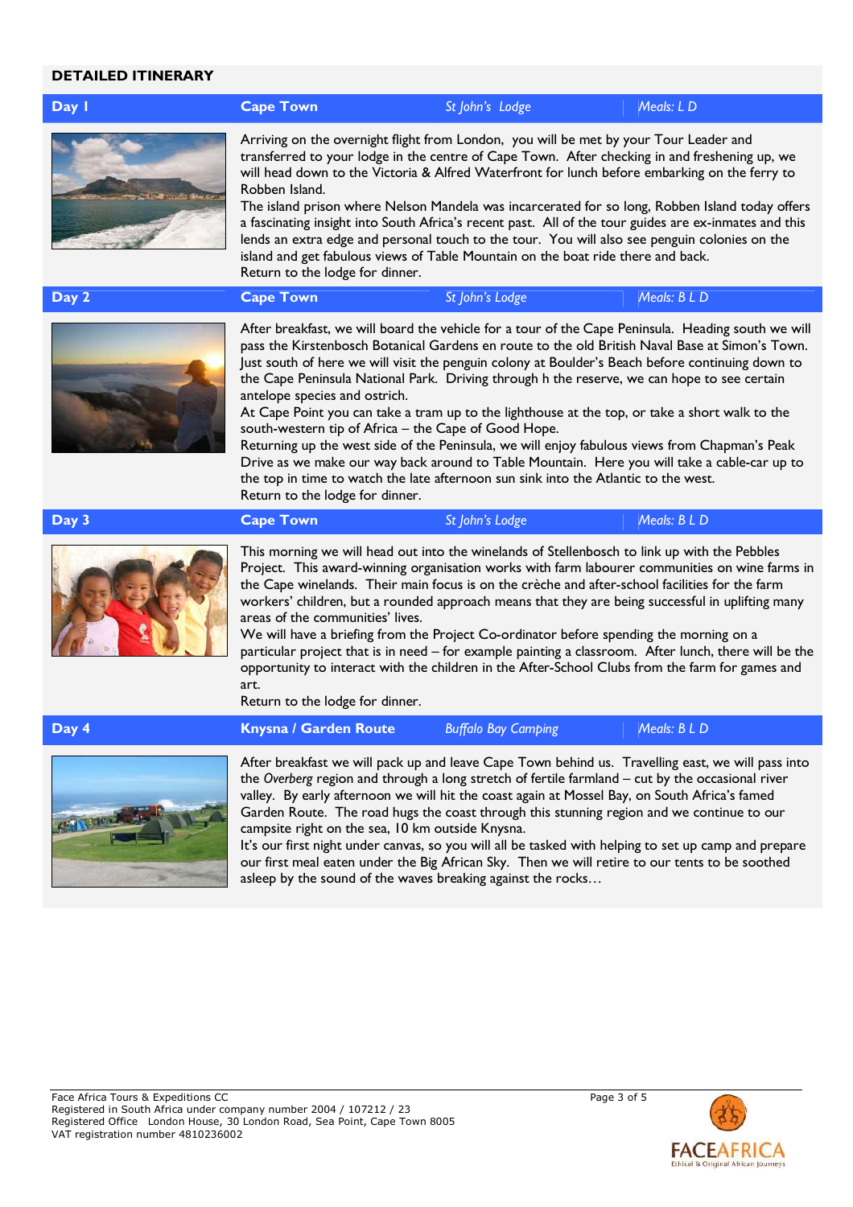## DETAILED ITINERARY

### Day 1 | Cape Town | *St John's Lodge* | *Meals: L D*

Arriving on the overnight flight from London, you will be met by your Tour Leader and transferred to your lodge in the centre of Cape Town. After checking in and freshening up, we will head down to the Victoria & Alfred Waterfront for lunch before embarking on the ferry to Robben Island.

The island prison where Nelson Mandela was incarcerated for so long, Robben Island today offers a fascinating insight into South Africa's recent past. All of the tour guides are ex-inmates and this lends an extra edge and personal touch to the tour. You will also see penguin colonies on the island and get fabulous views of Table Mountain on the boat ride there and back.

Return to the lodge for dinner.

### Day 2 | Cape Town | *St John's Lodge* | *Meals: B L D*

After breakfast, we will board the vehicle for a tour of the Cape Peninsula. Heading south we will pass the Kirstenbosch Botanical Gardens en route to the old British Naval Base at Simon's Town. Just south of here we will visit the penguin colony at Boulder's Beach before continuing down to the Cape Peninsula National Park. Driving through h the reserve, we can hope to see certain antelope species and ostrich.

At Cape Point you can take a tram up to the lighthouse at the top, or take a short walk to the south-western tip of Africa – the Cape of Good Hope.

Returning up the west side of the Peninsula, we will enjoy fabulous views from Chapman's Peak Drive as we make our way back around to Table Mountain. Here you will take a cable-car up to the top in time to watch the late afternoon sun sink into the Atlantic to the west.

Return to the lodge for dinner.

### Day 3 | Cape Town | *St John's Lodge* | *Meals: B L D*

This morning we will head out into the winelands of Stellenbosch to link up with the Pebbles Project. This award-winning organisation works with farm labourer communities on wine farms in the Cape winelands. Their main focus is on the crèche and after-school facilities for the farm workers' children, but a rounded approach means that they are being successful in uplifting many areas of the communities' lives.

We will have a briefing from the Project Co-ordinator before spending the morning on a particular project that is in need – for example painting a classroom. After lunch, there will be the opportunity to interact with the children in the After-School Clubs from the farm for games and art.

Return to the lodge for dinner.

### Day 4 | Knysna / Garden Route | *Buffalo Bay Camping* | *Meals: B L D*

After breakfast we will pack up and leave Cape Town behind us. Travelling east, we will pass into the *Overberg* region and through a long stretch of fertile farmland – cut by the occasional river valley. By early afternoon we will hit the coast again at Mossel Bay, on South Africa's famed Garden Route. The road hugs the coast through this stunning region and we continue to our campsite right on the sea, 10 km outside Knysna.

It's our first night under canvas, so you will all be tasked with helping to set up camp and prepare our first meal eaten under the Big African Sky. Then we will retire to our tents to be soothed asleep by the sound of the waves breaking against the rocks…

Face Africa Tours & Expeditions CC
Registered in South Africa under company number 2004 / 107212 / 23
Registered Office London House, 30 London Road, Sea Point, Cape Town 8005
VAT registration number 4810236002

FACEAFRICA
Ethical & Original African Journeys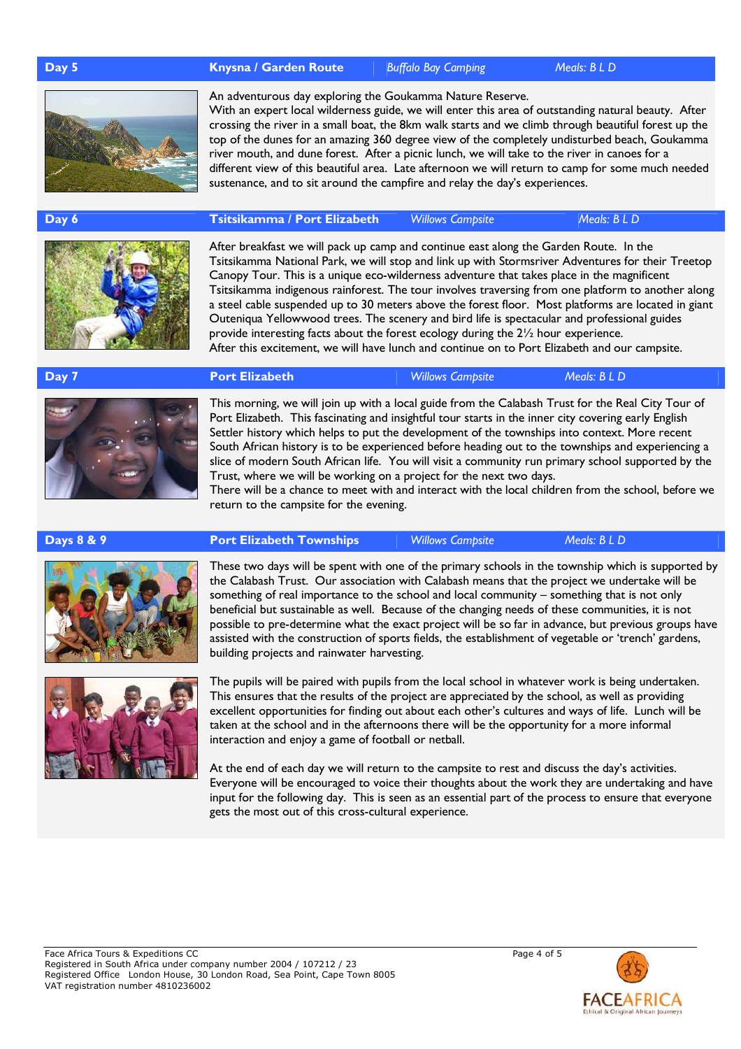## Day 5 | Knysna / Garden Route | *Buffalo Bay Camping* | *Meals: B L D*

An adventurous day exploring the Goukamma Nature Reserve.
With an expert local wilderness guide, we will enter this area of outstanding natural beauty. After crossing the river in a small boat, the 8km walk starts and we climb through beautiful forest up the top of the dunes for an amazing 360 degree view of the completely undisturbed beach, Goukamma river mouth, and dune forest. After a picnic lunch, we will take to the river in canoes for a different view of this beautiful area. Late afternoon we will return to camp for some much needed sustenance, and to sit around the campfire and relay the day's experiences.

## Day 6 | Tsitsikamma / Port Elizabeth | *Willows Campsite* | *Meals: B L D*

After breakfast we will pack up camp and continue east along the Garden Route. In the Tsitsikamma National Park, we will stop and link up with Stormsriver Adventures for their Treetop Canopy Tour. This is a unique eco-wilderness adventure that takes place in the magnificent Tsitsikamma indigenous rainforest. The tour involves traversing from one platform to another along a steel cable suspended up to 30 meters above the forest floor. Most platforms are located in giant Outeniqua Yellowwood trees. The scenery and bird life is spectacular and professional guides provide interesting facts about the forest ecology during the 2½ hour experience.
After this excitement, we will have lunch and continue on to Port Elizabeth and our campsite.

## Day 7 | Port Elizabeth | *Willows Campsite* | *Meals: B L D*

This morning, we will join up with a local guide from the Calabash Trust for the Real City Tour of Port Elizabeth. This fascinating and insightful tour starts in the inner city covering early English Settler history which helps to put the development of the townships into context. More recent South African history is to be experienced before heading out to the townships and experiencing a slice of modern South African life. You will visit a community run primary school supported by the Trust, where we will be working on a project for the next two days.
There will be a chance to meet with and interact with the local children from the school, before we return to the campsite for the evening.

## Days 8 & 9 | Port Elizabeth Townships | *Willows Campsite* | *Meals: B L D*

These two days will be spent with one of the primary schools in the township which is supported by the Calabash Trust. Our association with Calabash means that the project we undertake will be something of real importance to the school and local community – something that is not only beneficial but sustainable as well. Because of the changing needs of these communities, it is not possible to pre-determine what the exact project will be so far in advance, but previous groups have assisted with the construction of sports fields, the establishment of vegetable or 'trench' gardens, building projects and rainwater harvesting.

The pupils will be paired with pupils from the local school in whatever work is being undertaken. This ensures that the results of the project are appreciated by the school, as well as providing excellent opportunities for finding out about each other's cultures and ways of life. Lunch will be taken at the school and in the afternoons there will be the opportunity for a more informal interaction and enjoy a game of football or netball.

At the end of each day we will return to the campsite to rest and discuss the day's activities. Everyone will be encouraged to voice their thoughts about the work they are undertaking and have input for the following day. This is seen as an essential part of the process to ensure that everyone gets the most out of this cross-cultural experience.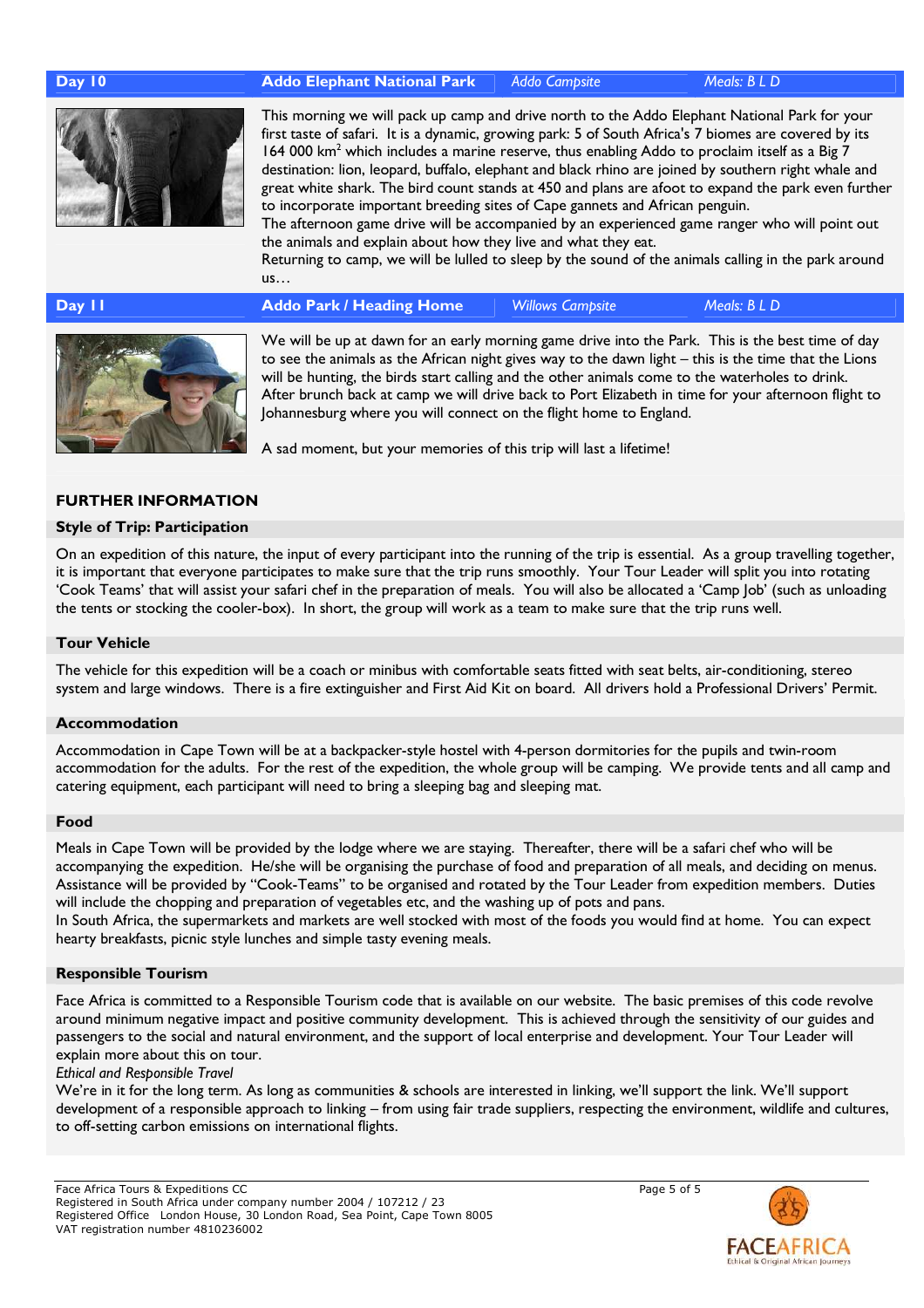| Day 10 | Addo Elephant National Park | *Addo Campsite* | *Meals: B L D* |
|---|---|---|---|

This morning we will pack up camp and drive north to the Addo Elephant National Park for your first taste of safari. It is a dynamic, growing park: 5 of South Africa's 7 biomes are covered by its 164 000 $km^2$ which includes a marine reserve, thus enabling Addo to proclaim itself as a Big 7 destination: lion, leopard, buffalo, elephant and black rhino are joined by southern right whale and great white shark. The bird count stands at 450 and plans are afoot to expand the park even further to incorporate important breeding sites of Cape gannets and African penguin.
The afternoon game drive will be accompanied by an experienced game ranger who will point out the animals and explain about how they live and what they eat.
Returning to camp, we will be lulled to sleep by the sound of the animals calling in the park around us…

| Day 11 | Addo Park / Heading Home | *Willows Campsite* | *Meals: B L D* |
|---|---|---|---|

We will be up at dawn for an early morning game drive into the Park. This is the best time of day to see the animals as the African night gives way to the dawn light – this is the time that the Lions will be hunting, the birds start calling and the other animals come to the waterholes to drink. After brunch back at camp we will drive back to Port Elizabeth in time for your afternoon flight to Johannesburg where you will connect on the flight home to England.

A sad moment, but your memories of this trip will last a lifetime!

## FURTHER INFORMATION

### Style of Trip: Participation

On an expedition of this nature, the input of every participant into the running of the trip is essential. As a group travelling together, it is important that everyone participates to make sure that the trip runs smoothly. Your Tour Leader will split you into rotating 'Cook Teams' that will assist your safari chef in the preparation of meals. You will also be allocated a 'Camp Job' (such as unloading the tents or stocking the cooler-box). In short, the group will work as a team to make sure that the trip runs well.

### Tour Vehicle

The vehicle for this expedition will be a coach or minibus with comfortable seats fitted with seat belts, air-conditioning, stereo system and large windows. There is a fire extinguisher and First Aid Kit on board. All drivers hold a Professional Drivers' Permit.

### Accommodation

Accommodation in Cape Town will be at a backpacker-style hostel with 4-person dormitories for the pupils and twin-room accommodation for the adults. For the rest of the expedition, the whole group will be camping. We provide tents and all camp and catering equipment, each participant will need to bring a sleeping bag and sleeping mat.

### Food

Meals in Cape Town will be provided by the lodge where we are staying. Thereafter, there will be a safari chef who will be accompanying the expedition. He/she will be organising the purchase of food and preparation of all meals, and deciding on menus. Assistance will be provided by "Cook-Teams" to be organised and rotated by the Tour Leader from expedition members. Duties will include the chopping and preparation of vegetables etc, and the washing up of pots and pans.
In South Africa, the supermarkets and markets are well stocked with most of the foods you would find at home. You can expect hearty breakfasts, picnic style lunches and simple tasty evening meals.

### Responsible Tourism

Face Africa is committed to a Responsible Tourism code that is available on our website. The basic premises of this code revolve around minimum negative impact and positive community development. This is achieved through the sensitivity of our guides and passengers to the social and natural environment, and the support of local enterprise and development. Your Tour Leader will explain more about this on tour.
*Ethical and Responsible Travel*
We're in it for the long term. As long as communities & schools are interested in linking, we'll support the link. We'll support development of a responsible approach to linking – from using fair trade suppliers, respecting the environment, wildlife and cultures, to off-setting carbon emissions on international flights.

Face Africa Tours & Expeditions CC
Registered in South Africa under company number 2004 / 107212 / 23
Registered Office London House, 30 London Road, Sea Point, Cape Town 8005
VAT registration number 4810236002